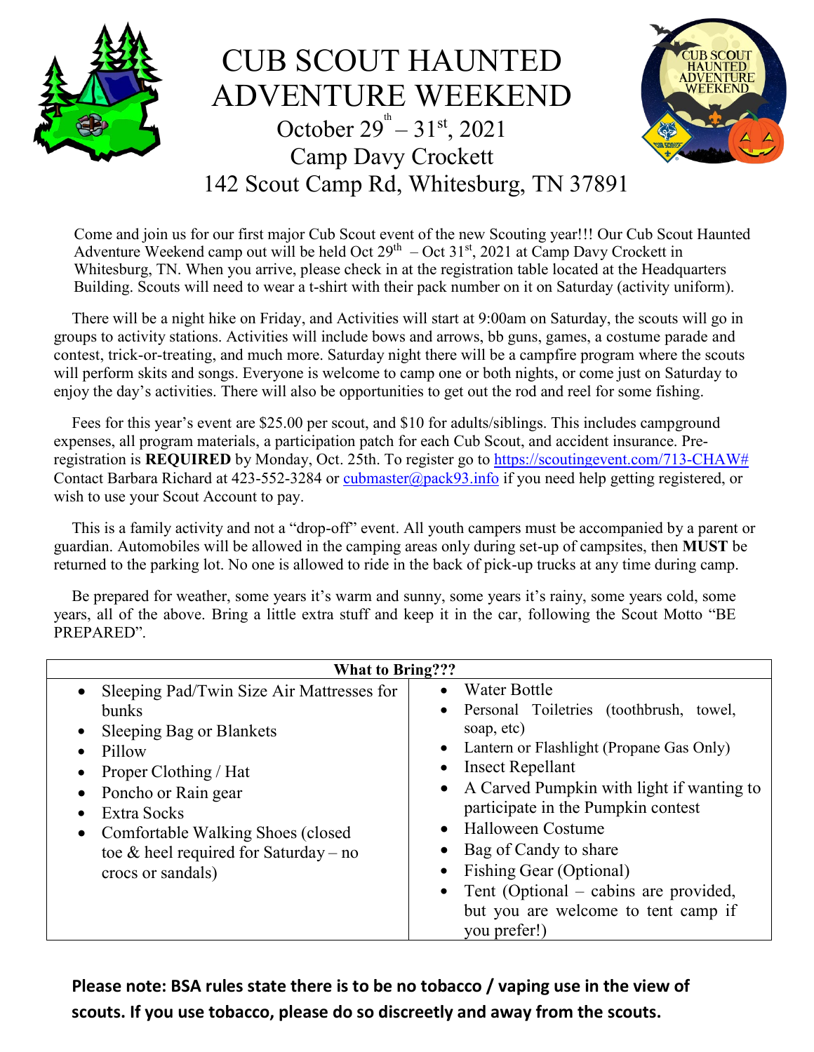# CUB SCOUT HAUNTED ADVENTURE WEEKEND

## October 29th – 31st, 2021
## Camp Davy Crockett
## 142 Scout Camp Rd, Whitesburg, TN 37891

Come and join us for our first major Cub Scout event of the new Scouting year!!! Our Cub Scout Haunted Adventure Weekend camp out will be held Oct 29th – Oct 31st, 2021 at Camp Davy Crockett in Whitesburg, TN. When you arrive, please check in at the registration table located at the Headquarters Building. Scouts will need to wear a t-shirt with their pack number on it on Saturday (activity uniform).

There will be a night hike on Friday, and Activities will start at 9:00am on Saturday, the scouts will go in groups to activity stations. Activities will include bows and arrows, bb guns, games, a costume parade and contest, trick-or-treating, and much more. Saturday night there will be a campfire program where the scouts will perform skits and songs. Everyone is welcome to camp one or both nights, or come just on Saturday to enjoy the day's activities. There will also be opportunities to get out the rod and reel for some fishing.

Fees for this year's event are $25.00 per scout, and $10 for adults/siblings. This includes campground expenses, all program materials, a participation patch for each Cub Scout, and accident insurance. Pre-registration is **REQUIRED** by Monday, Oct. 25th. To register go to https://scoutingevent.com/713-CHAW# Contact Barbara Richard at 423-552-3284 or cubmaster@pack93.info if you need help getting registered, or wish to use your Scout Account to pay.

This is a family activity and not a "drop-off" event. All youth campers must be accompanied by a parent or guardian. Automobiles will be allowed in the camping areas only during set-up of campsites, then **MUST** be returned to the parking lot. No one is allowed to ride in the back of pick-up trucks at any time during camp.

Be prepared for weather, some years it's warm and sunny, some years it's rainy, some years cold, some years, all of the above. Bring a little extra stuff and keep it in the car, following the Scout Motto "BE PREPARED".

| What to Bring??? | |
|---|---|
| • Sleeping Pad/Twin Size Air Mattresses for bunks<br>• Sleeping Bag or Blankets<br>• Pillow<br>• Proper Clothing / Hat<br>• Poncho or Rain gear<br>• Extra Socks<br>• Comfortable Walking Shoes (closed toe & heel required for Saturday – no crocs or sandals) | • Water Bottle<br>• Personal Toiletries (toothbrush, towel, soap, etc)<br>• Lantern or Flashlight (Propane Gas Only)<br>• Insect Repellant<br>• A Carved Pumpkin with light if wanting to participate in the Pumpkin contest<br>• Halloween Costume<br>• Bag of Candy to share<br>• Fishing Gear (Optional)<br>• Tent (Optional – cabins are provided, but you are welcome to tent camp if you prefer!) |

**Please note: BSA rules state there is to be no tobacco / vaping use in the view of scouts. If you use tobacco, please do so discreetly and away from the scouts.**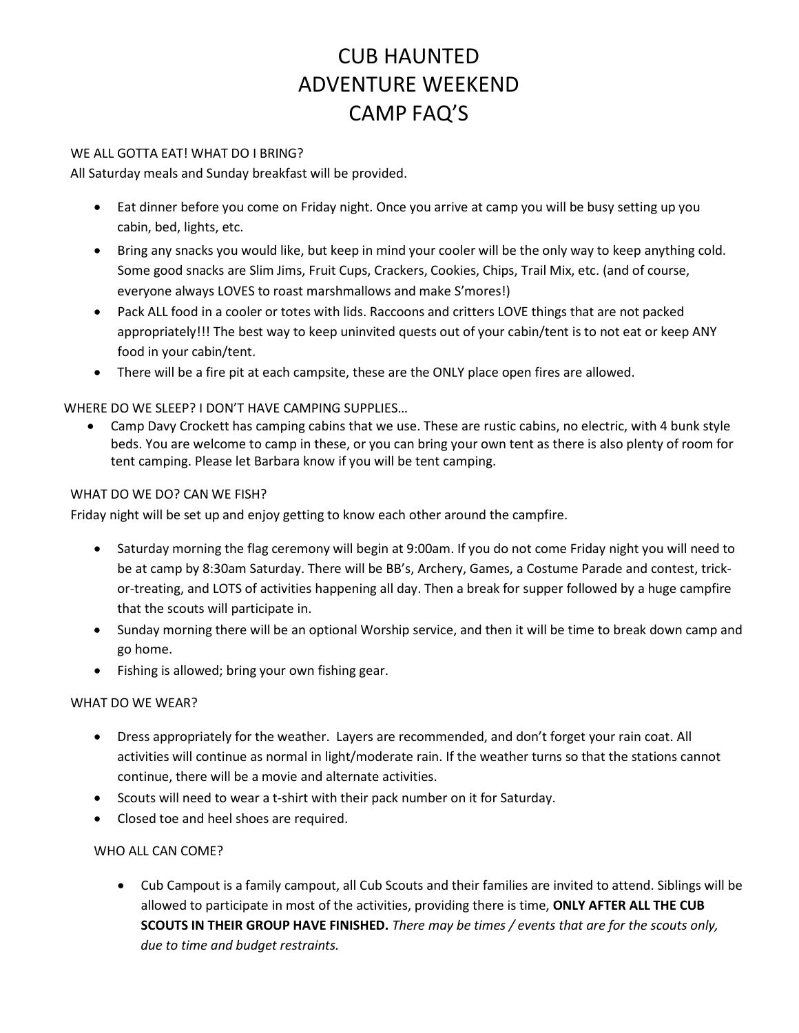# CUB HAUNTED ADVENTURE WEEKEND CAMP FAQ'S

## WE ALL GOTTA EAT! WHAT DO I BRING?

All Saturday meals and Sunday breakfast will be provided.

- Eat dinner before you come on Friday night. Once you arrive at camp you will be busy setting up you cabin, bed, lights, etc.
- Bring any snacks you would like, but keep in mind your cooler will be the only way to keep anything cold. Some good snacks are Slim Jims, Fruit Cups, Crackers, Cookies, Chips, Trail Mix, etc. (and of course, everyone always LOVES to roast marshmallows and make S'mores!)
- Pack ALL food in a cooler or totes with lids. Raccoons and critters LOVE things that are not packed appropriately!!! The best way to keep uninvited quests out of your cabin/tent is to not eat or keep ANY food in your cabin/tent.
- There will be a fire pit at each campsite, these are the ONLY place open fires are allowed.

## WHERE DO WE SLEEP? I DON'T HAVE CAMPING SUPPLIES…

- Camp Davy Crockett has camping cabins that we use. These are rustic cabins, no electric, with 4 bunk style beds. You are welcome to camp in these, or you can bring your own tent as there is also plenty of room for tent camping. Please let Barbara know if you will be tent camping.

## WHAT DO WE DO? CAN WE FISH?

Friday night will be set up and enjoy getting to know each other around the campfire.

- Saturday morning the flag ceremony will begin at 9:00am. If you do not come Friday night you will need to be at camp by 8:30am Saturday. There will be BB's, Archery, Games, a Costume Parade and contest, trick-or-treating, and LOTS of activities happening all day. Then a break for supper followed by a huge campfire that the scouts will participate in.
- Sunday morning there will be an optional Worship service, and then it will be time to break down camp and go home.
- Fishing is allowed; bring your own fishing gear.

## WHAT DO WE WEAR?

- Dress appropriately for the weather. Layers are recommended, and don't forget your rain coat. All activities will continue as normal in light/moderate rain. If the weather turns so that the stations cannot continue, there will be a movie and alternate activities.
- Scouts will need to wear a t-shirt with their pack number on it for Saturday.
- Closed toe and heel shoes are required.

## WHO ALL CAN COME?

- Cub Campout is a family campout, all Cub Scouts and their families are invited to attend. Siblings will be allowed to participate in most of the activities, providing there is time, **ONLY AFTER ALL THE CUB SCOUTS IN THEIR GROUP HAVE FINISHED.** *There may be times / events that are for the scouts only, due to time and budget restraints.*